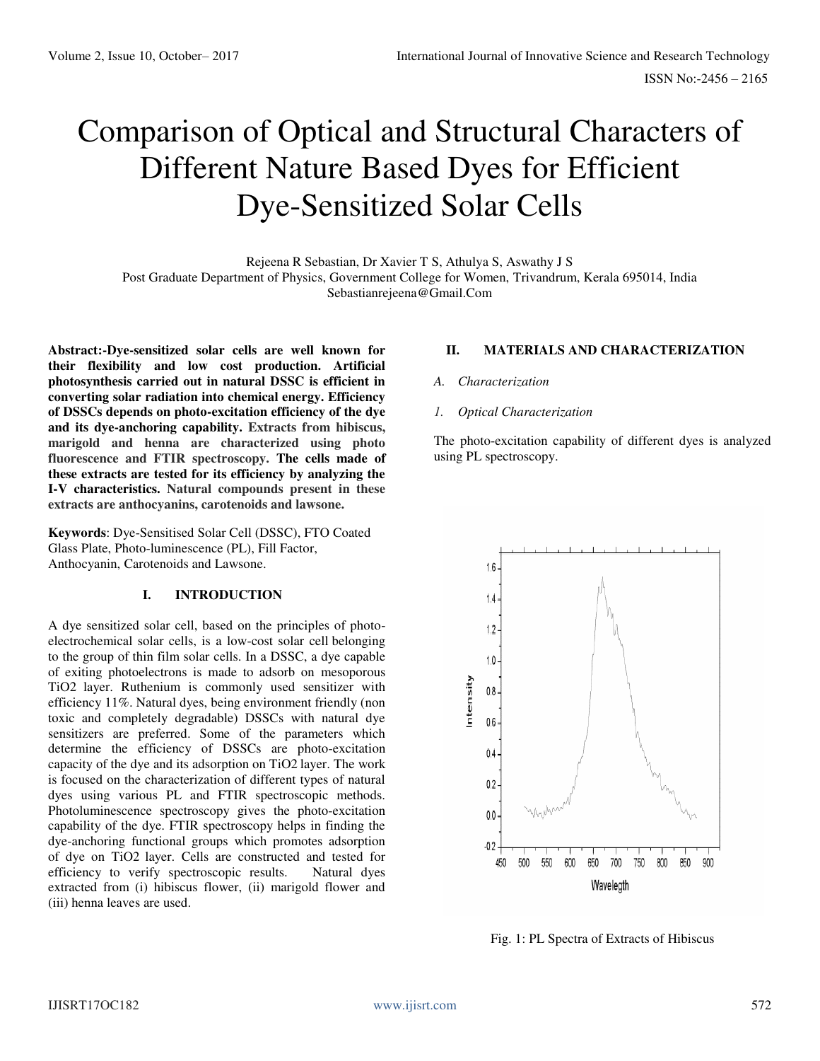# Comparison of Optical and Structural Characters of Different Nature Based Dyes for Efficient Dye-Sensitized Solar Cells

Rejeena R Sebastian, Dr Xavier T S, Athulya S, Aswathy J S
Post Graduate Department of Physics, Government College for Women, Trivandrum, Kerala 695014, India
Sebastianrejeena@Gmail.Com

**Abstract:-Dye-sensitized solar cells are well known for their flexibility and low cost production. Artificial photosynthesis carried out in natural DSSC is efficient in converting solar radiation into chemical energy. Efficiency of DSSCs depends on photo-excitation efficiency of the dye and its dye-anchoring capability. Extracts from hibiscus, marigold and henna are characterized using photo fluorescence and FTIR spectroscopy. The cells made of these extracts are tested for its efficiency by analyzing the I-V characteristics. Natural compounds present in these extracts are anthocyanins, carotenoids and lawsone.**

**Keywords**: Dye-Sensitised Solar Cell (DSSC), FTO Coated Glass Plate, Photo-luminescence (PL), Fill Factor, Anthocyanin, Carotenoids and Lawsone.

## I. INTRODUCTION

A dye sensitized solar cell, based on the principles of photo-electrochemical solar cells, is a low-cost solar cell belonging to the group of thin film solar cells. In a DSSC, a dye capable of exiting photoelectrons is made to adsorb on mesoporous $TiO_2$ layer. Ruthenium is commonly used sensitizer with efficiency 11%. Natural dyes, being environment friendly (non toxic and completely degradable) DSSCs with natural dye sensitizers are preferred. Some of the parameters which determine the efficiency of DSSCs are photo-excitation capacity of the dye and its adsorption on $TiO_2$ layer. The work is focused on the characterization of different types of natural dyes using various PL and FTIR spectroscopic methods. Photoluminescence spectroscopy gives the photo-excitation capability of the dye. FTIR spectroscopy helps in finding the dye-anchoring functional groups which promotes adsorption of dye on $TiO_2$ layer. Cells are constructed and tested for efficiency to verify spectroscopic results. Natural dyes extracted from (i) hibiscus flower, (ii) marigold flower and (iii) henna leaves are used.

## II. MATERIALS AND CHARACTERIZATION

### *A. Characterization*

#### *1. Optical Characterization*

The photo-excitation capability of different dyes is analyzed using PL spectroscopy.

Fig. 1: PL Spectra of Extracts of Hibiscus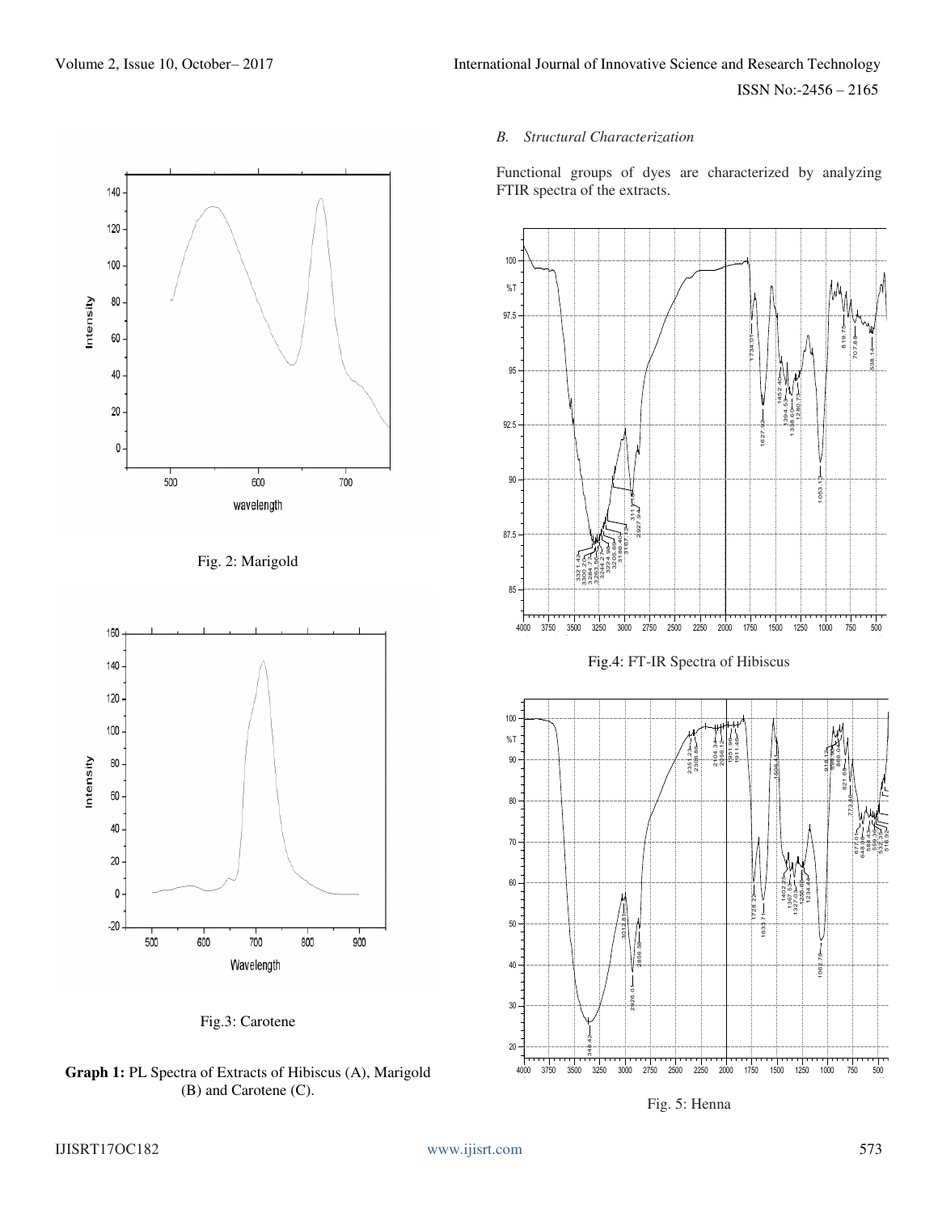Fig. 2: Marigold

Fig.3: Carotene

**Graph 1:** PL Spectra of Extracts of Hibiscus (A), Marigold (B) and Carotene (C).

### *B. Structural Characterization*

Functional groups of dyes are characterized by analyzing FTIR spectra of the extracts.

Fig.4: FT-IR Spectra of Hibiscus

Fig. 5: Henna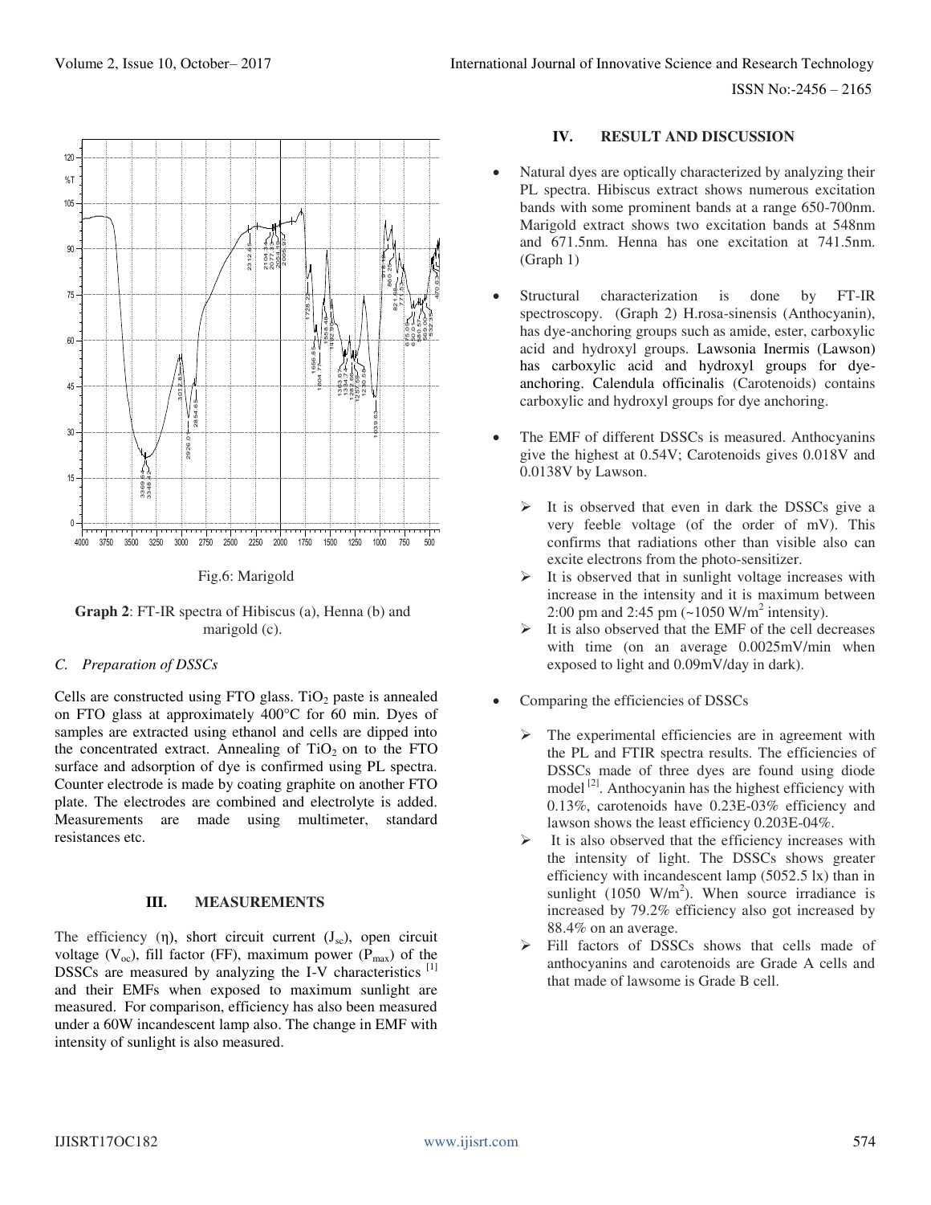Fig.6: Marigold

**Graph 2**: FT-IR spectra of Hibiscus (a), Henna (b) and marigold (c).

### C. Preparation of DSSCs

Cells are constructed using FTO glass. $TiO_2$ paste is annealed on FTO glass at approximately 400°C for 60 min. Dyes of samples are extracted using ethanol and cells are dipped into the concentrated extract. Annealing of $TiO_2$ on to the FTO surface and adsorption of dye is confirmed using PL spectra. Counter electrode is made by coating graphite on another FTO plate. The electrodes are combined and electrolyte is added. Measurements are made using multimeter, standard resistances etc.

## III. MEASUREMENTS

The efficiency (η), short circuit current ($J_{sc}$), open circuit voltage ($V_{oc}$), fill factor (FF), maximum power ($P_{max}$) of the DSSCs are measured by analyzing the I-V characteristics [1] and their EMFs when exposed to maximum sunlight are measured. For comparison, efficiency has also been measured under a 60W incandescent lamp also. The change in EMF with intensity of sunlight is also measured.

## IV. RESULT AND DISCUSSION

- Natural dyes are optically characterized by analyzing their PL spectra. Hibiscus extract shows numerous excitation bands with some prominent bands at a range 650-700nm. Marigold extract shows two excitation bands at 548nm and 671.5nm. Henna has one excitation at 741.5nm. (Graph 1)
- Structural characterization is done by FT-IR spectroscopy. (Graph 2) H.rosa-sinensis (Anthocyanin), has dye-anchoring groups such as amide, ester, carboxylic acid and hydroxyl groups. Lawsonia Inermis (Lawson) has carboxylic acid and hydroxyl groups for dye-anchoring. Calendula officinalis (Carotenoids) contains carboxylic and hydroxyl groups for dye anchoring.
- The EMF of different DSSCs is measured. Anthocyanins give the highest at 0.54V; Carotenoids gives 0.018V and 0.0138V by Lawson.
  - It is observed that even in dark the DSSCs give a very feeble voltage (of the order of mV). This confirms that radiations other than visible also can excite electrons from the photo-sensitizer.
  - It is observed that in sunlight voltage increases with increase in the intensity and it is maximum between 2:00 pm and 2:45 pm (~1050 $W/m^2$ intensity).
  - It is also observed that the EMF of the cell decreases with time (on an average 0.0025mV/min when exposed to light and 0.09mV/day in dark).
- Comparing the efficiencies of DSSCs
  - The experimental efficiencies are in agreement with the PL and FTIR spectra results. The efficiencies of DSSCs made of three dyes are found using diode model [2]. Anthocyanin has the highest efficiency with 0.13%, carotenoids have 0.23E-03% efficiency and lawson shows the least efficiency 0.203E-04%.
  - It is also observed that the efficiency increases with the intensity of light. The DSSCs shows greater efficiency with incandescent lamp (5052.5 lx) than in sunlight (1050 $W/m^2$). When source irradiance is increased by 79.2% efficiency also got increased by 88.4% on an average.
  - Fill factors of DSSCs shows that cells made of anthocyanins and carotenoids are Grade A cells and that made of lawsome is Grade B cell.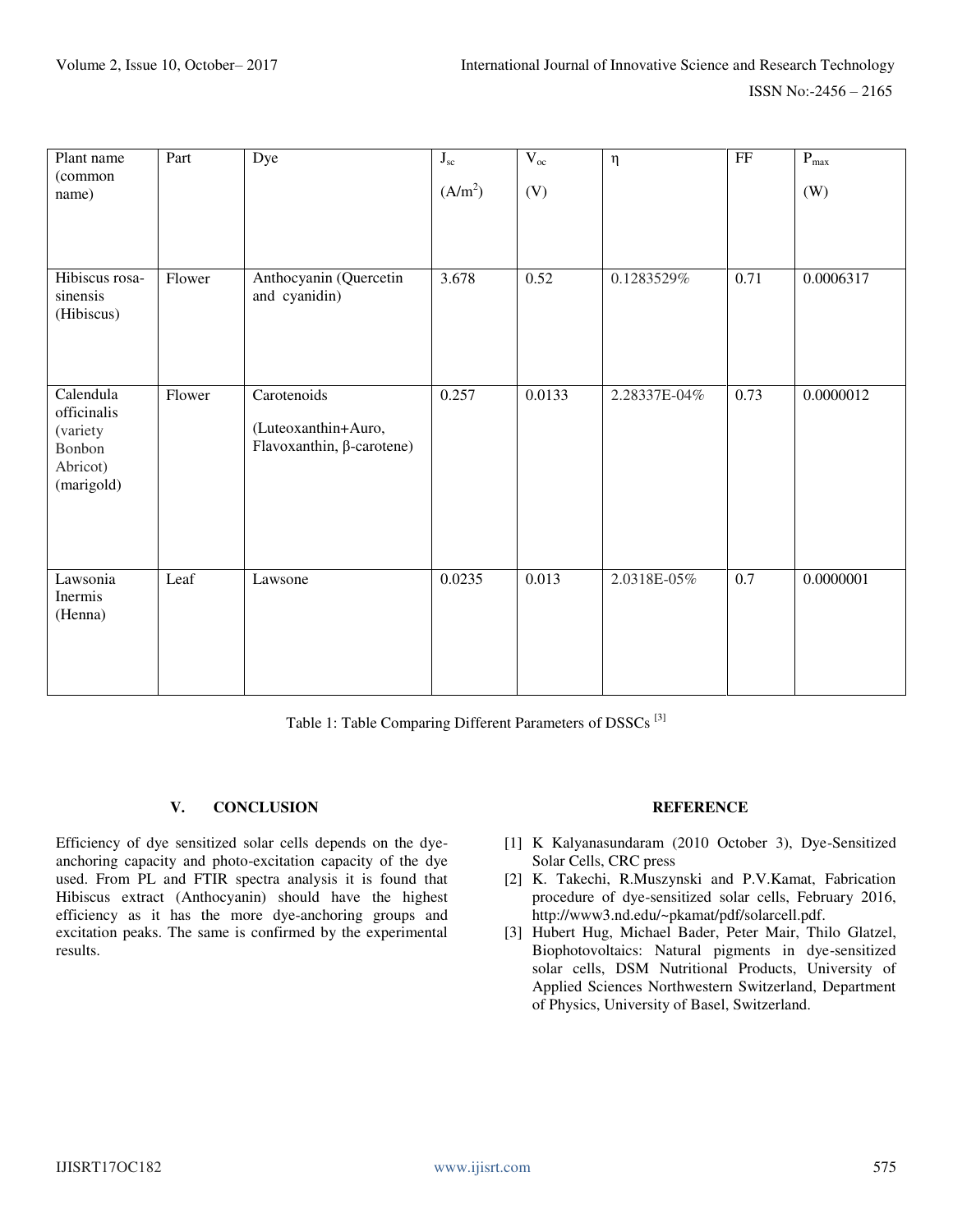| Plant name (common name) | Part | Dye | $J_{sc}$ ($A/m^2$) | $V_{oc}$ (V) | η | FF | $P_{max}$ (W) |
|---|---|---|---|---|---|---|---|
| Hibiscus rosa-sinensis (Hibiscus) | Flower | Anthocyanin (Quercetin and cyanidin) | 3.678 | 0.52 | 0.1283529% | 0.71 | 0.0006317 |
| Calendula officinalis (variety Bonbon Abricot) (marigold) | Flower | Carotenoids (Luteoxanthin+Auro, Flavoxanthin, β-carotene) | 0.257 | 0.0133 | 2.28337E-04% | 0.73 | 0.0000012 |
| Lawsonia Inermis (Henna) | Leaf | Lawsone | 0.0235 | 0.013 | 2.0318E-05% | 0.7 | 0.0000001 |

Table 1: Table Comparing Different Parameters of DSSCs [3]

## V. CONCLUSION

Efficiency of dye sensitized solar cells depends on the dye-anchoring capacity and photo-excitation capacity of the dye used. From PL and FTIR spectra analysis it is found that Hibiscus extract (Anthocyanin) should have the highest efficiency as it has the more dye-anchoring groups and excitation peaks. The same is confirmed by the experimental results.

## REFERENCE

[1] K Kalyanasundaram (2010 October 3), Dye-Sensitized Solar Cells, CRC press

[2] K. Takechi, R.Muszynski and P.V.Kamat, Fabrication procedure of dye-sensitized solar cells, February 2016, http://www3.nd.edu/~pkamat/pdf/solarcell.pdf.

[3] Hubert Hug, Michael Bader, Peter Mair, Thilo Glatzel, Biophotovoltaics: Natural pigments in dye-sensitized solar cells, DSM Nutritional Products, University of Applied Sciences Northwestern Switzerland, Department of Physics, University of Basel, Switzerland.